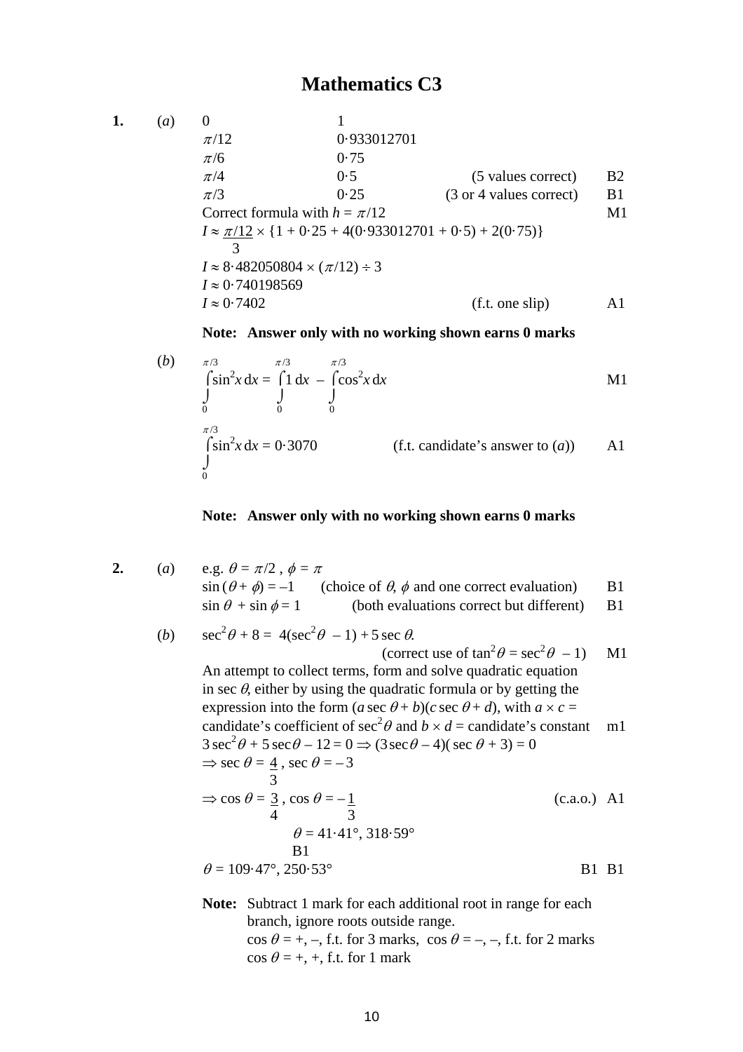# Mathematics C3

**1.** (*a*)

| | | | |
|---|---|---|---|
| $0$ | $1$ | | |
| $\pi/12$ | $0{\cdot}933012701$ | | |
| $\pi/6$ | $0{\cdot}75$ | | |
| $\pi/4$ | $0{\cdot}5$ | (5 values correct) | B2 |
| $\pi/3$ | $0{\cdot}25$ | (3 or 4 values correct) | B1 |

Correct formula with $h = \pi/12$ &nbsp;&nbsp;&nbsp; M1

$I \approx \frac{\pi/12}{3} \times \{1 + 0{\cdot}25 + 4(0{\cdot}933012701 + 0{\cdot}5) + 2(0{\cdot}75)\}$

$I \approx 8{\cdot}482050804 \times (\pi/12) \div 3$

$I \approx 0{\cdot}740198569$

$I \approx 0{\cdot}7402$ &nbsp;&nbsp;&nbsp; (f.t. one slip) &nbsp;&nbsp;&nbsp; A1

**Note: Answer only with no working shown earns 0 marks**

(*b*)

$\int_0^{\pi/3} \sin^2 x \, dx = \int_0^{\pi/3} 1 \, dx - \int_0^{\pi/3} \cos^2 x \, dx$ &nbsp;&nbsp;&nbsp; M1

$\int_0^{\pi/3} \sin^2 x \, dx = 0{\cdot}3070$ &nbsp;&nbsp;&nbsp; (f.t. candidate's answer to (*a*)) &nbsp;&nbsp;&nbsp; A1

**Note: Answer only with no working shown earns 0 marks**

**2.** (*a*) e.g. $\theta = \pi/2$ , $\phi = \pi$

$\sin(\theta + \phi) = -1$ &nbsp;&nbsp;&nbsp; (choice of $\theta$, $\phi$ and one correct evaluation) &nbsp;&nbsp;&nbsp; B1

$\sin\theta + \sin\phi = 1$ &nbsp;&nbsp;&nbsp; (both evaluations correct but different) &nbsp;&nbsp;&nbsp; B1

(*b*) $\sec^2\theta + 8 = 4(\sec^2\theta - 1) + 5\sec\theta$.

(correct use of $\tan^2\theta = \sec^2\theta - 1$) &nbsp;&nbsp;&nbsp; M1

An attempt to collect terms, form and solve quadratic equation in $\sec\theta$, either by using the quadratic formula or by getting the expression into the form $(a\sec\theta + b)(c\sec\theta + d)$, with $a \times c =$ candidate's coefficient of $\sec^2\theta$ and $b \times d =$ candidate's constant &nbsp;&nbsp;&nbsp; m1

$3\sec^2\theta + 5\sec\theta - 12 = 0 \Rightarrow (3\sec\theta - 4)(\sec\theta + 3) = 0$

$\Rightarrow \sec\theta = \frac{4}{3}$ , $\sec\theta = -3$

$\Rightarrow \cos\theta = \frac{3}{4}$ , $\cos\theta = -\frac{1}{3}$ &nbsp;&nbsp;&nbsp; (c.a.o.) &nbsp;&nbsp;&nbsp; A1

$\theta = 41{\cdot}41°, 318{\cdot}59°$ &nbsp;&nbsp;&nbsp; B1

$\theta = 109{\cdot}47°, 250{\cdot}53°$ &nbsp;&nbsp;&nbsp; B1 B1

**Note:** Subtract 1 mark for each additional root in range for each branch, ignore roots outside range.
$\cos\theta = +, -$, f.t. for 3 marks, $\cos\theta = -, -$, f.t. for 2 marks
$\cos\theta = +, +$, f.t. for 1 mark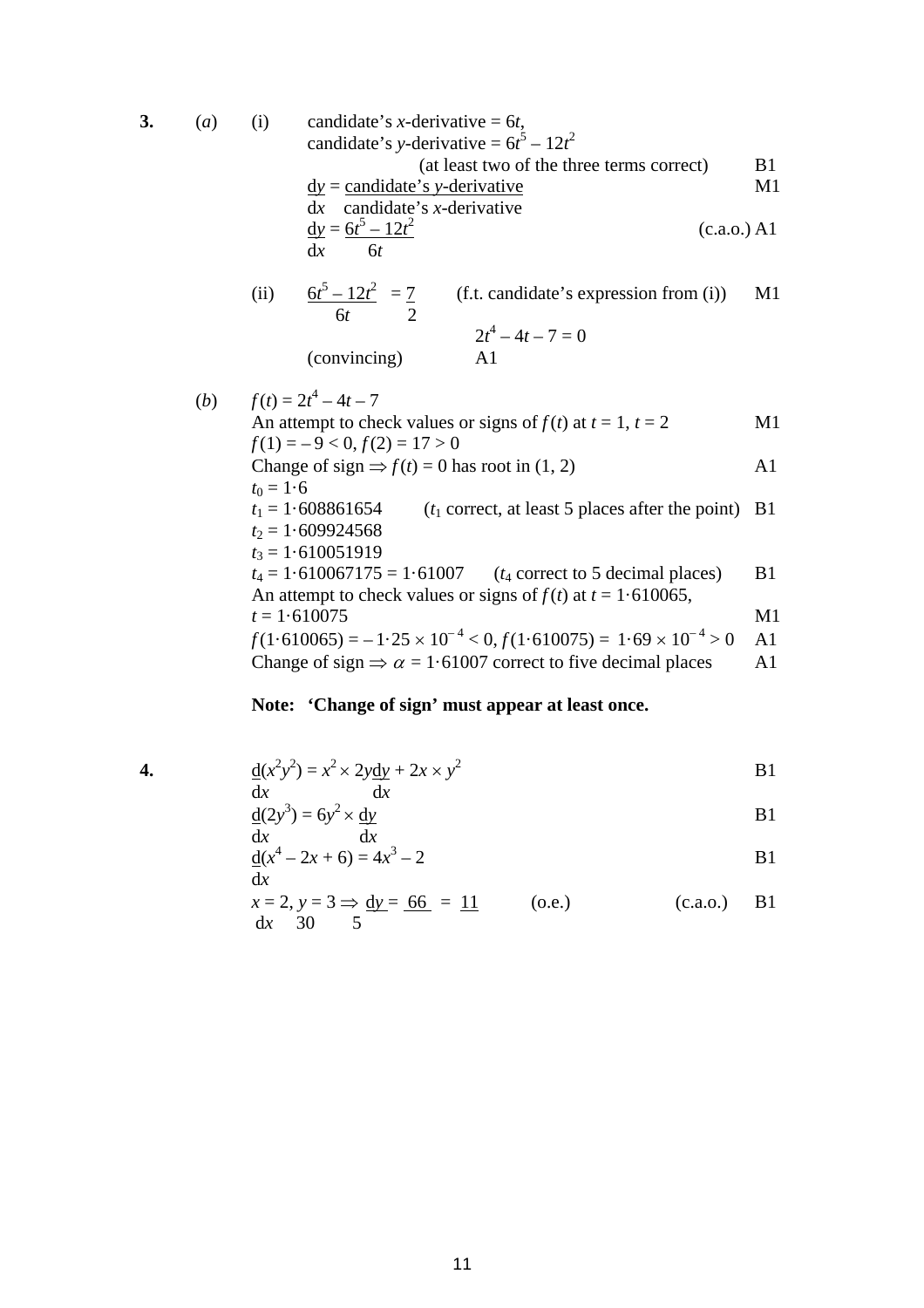**3.** (*a*) (i) candidate's *x*-derivative = $6t$,
candidate's *y*-derivative = $6t^5 - 12t^2$
(at least two of the three terms correct) B1

$$\frac{dy}{dx} = \frac{\text{candidate's } y\text{-derivative}}{\text{candidate's } x\text{-derivative}}$$ M1

$$\frac{dy}{dx} = \frac{6t^5 - 12t^2}{6t}$$ (c.a.o.) A1

(ii) $$\frac{6t^5 - 12t^2}{6t} = \frac{7}{2}$$ (f.t. candidate's expression from (i)) M1

$$2t^4 - 4t - 7 = 0$$

(convincing) A1

(*b*) $f(t) = 2t^4 - 4t - 7$

An attempt to check values or signs of $f(t)$ at $t = 1$, $t = 2$ M1

$f(1) = -9 < 0$, $f(2) = 17 > 0$

Change of sign $\Rightarrow f(t) = 0$ has root in (1, 2) A1

$t_0 = 1{\cdot}6$

$t_1 = 1{\cdot}608861654$ ($t_1$ correct, at least 5 places after the point) B1

$t_2 = 1{\cdot}609924568$

$t_3 = 1{\cdot}610051919$

$t_4 = 1{\cdot}610067175 = 1{\cdot}61007$ ($t_4$ correct to 5 decimal places) B1

An attempt to check values or signs of $f(t)$ at $t = 1{\cdot}610065$, $t = 1{\cdot}610075$ M1

$f(1{\cdot}610065) = -1{\cdot}25 \times 10^{-4} < 0$, $f(1{\cdot}610075) = 1{\cdot}69 \times 10^{-4} > 0$ A1

Change of sign $\Rightarrow \alpha = 1{\cdot}61007$ correct to five decimal places A1

**Note: 'Change of sign' must appear at least once.**

**4.**

$$\frac{d}{dx}(x^2y^2) = x^2 \times 2y\frac{dy}{dx} + 2x \times y^2$$ B1

$$\frac{d}{dx}(2y^3) = 6y^2 \times \frac{dy}{dx}$$ B1

$$\frac{d}{dx}(x^4 - 2x + 6) = 4x^3 - 2$$ B1

$x = 2$, $y = 3 \Rightarrow \dfrac{dy}{dx} = \dfrac{66}{30} = \dfrac{11}{5}$ (o.e.) (c.a.o.) B1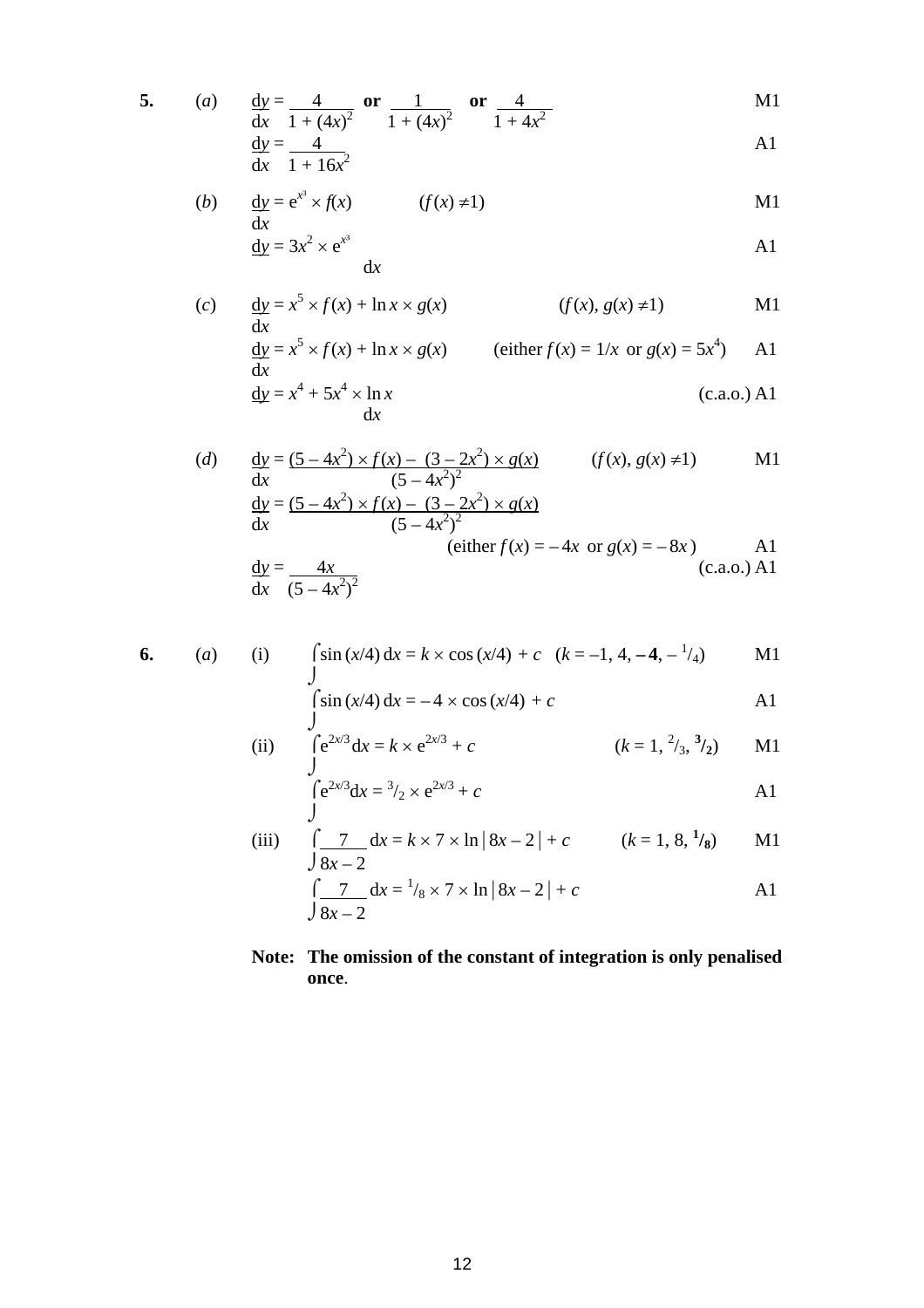**5.** (*a*) $\frac{dy}{dx} = \frac{4}{1 + (4x)^2}$ **or** $\frac{1}{1 + (4x)^2}$ **or** $\frac{4}{1 + 4x^2}$ M1

$\frac{dy}{dx} = \frac{4}{1 + 16x^2}$ A1

(*b*) $\frac{dy}{dx} = e^{x^3} \times f(x)$ $\quad (f(x) \neq 1)$ M1

$\frac{dy}{dx} = 3x^2 \times e^{x^3}$ A1

(*c*) $\frac{dy}{dx} = x^5 \times f(x) + \ln x \times g(x)$ $\quad (f(x), g(x) \neq 1)$ M1

$\frac{dy}{dx} = x^5 \times f(x) + \ln x \times g(x)$ $\quad$ (either $f(x) = 1/x$ or $g(x) = 5x^4$) A1

$\frac{dy}{dx} = x^4 + 5x^4 \times \ln x$ (c.a.o.) A1

(*d*) $\frac{dy}{dx} = \frac{(5 - 4x^2) \times f(x) - (3 - 2x^2) \times g(x)}{(5 - 4x^2)^2}$ $\quad (f(x), g(x) \neq 1)$ M1

$\frac{dy}{dx} = \frac{(5 - 4x^2) \times f(x) - (3 - 2x^2) \times g(x)}{(5 - 4x^2)^2}$

(either $f(x) = -4x$ or $g(x) = -8x$) A1

$\frac{dy}{dx} = \frac{4x}{(5 - 4x^2)^2}$ (c.a.o.) A1

**6.** (*a*) (i) $\int \sin(x/4)\,dx = k \times \cos(x/4) + c$ $\quad (k = -1, 4, \mathbf{-4}, -\frac{1}{4})$ M1

$\int \sin(x/4)\,dx = -4 \times \cos(x/4) + c$ A1

(ii) $\int e^{2x/3}\,dx = k \times e^{2x/3} + c$ $\quad (k = 1, \frac{2}{3}, \mathbf{\frac{3}{2}})$ M1

$\int e^{2x/3}\,dx = \frac{3}{2} \times e^{2x/3} + c$ A1

(iii) $\int \frac{7}{8x - 2}\,dx = k \times 7 \times \ln|8x - 2| + c$ $\quad (k = 1, 8, \mathbf{\frac{1}{8}})$ M1

$\int \frac{7}{8x - 2}\,dx = \frac{1}{8} \times 7 \times \ln|8x - 2| + c$ A1

**Note: The omission of the constant of integration is only penalised once**.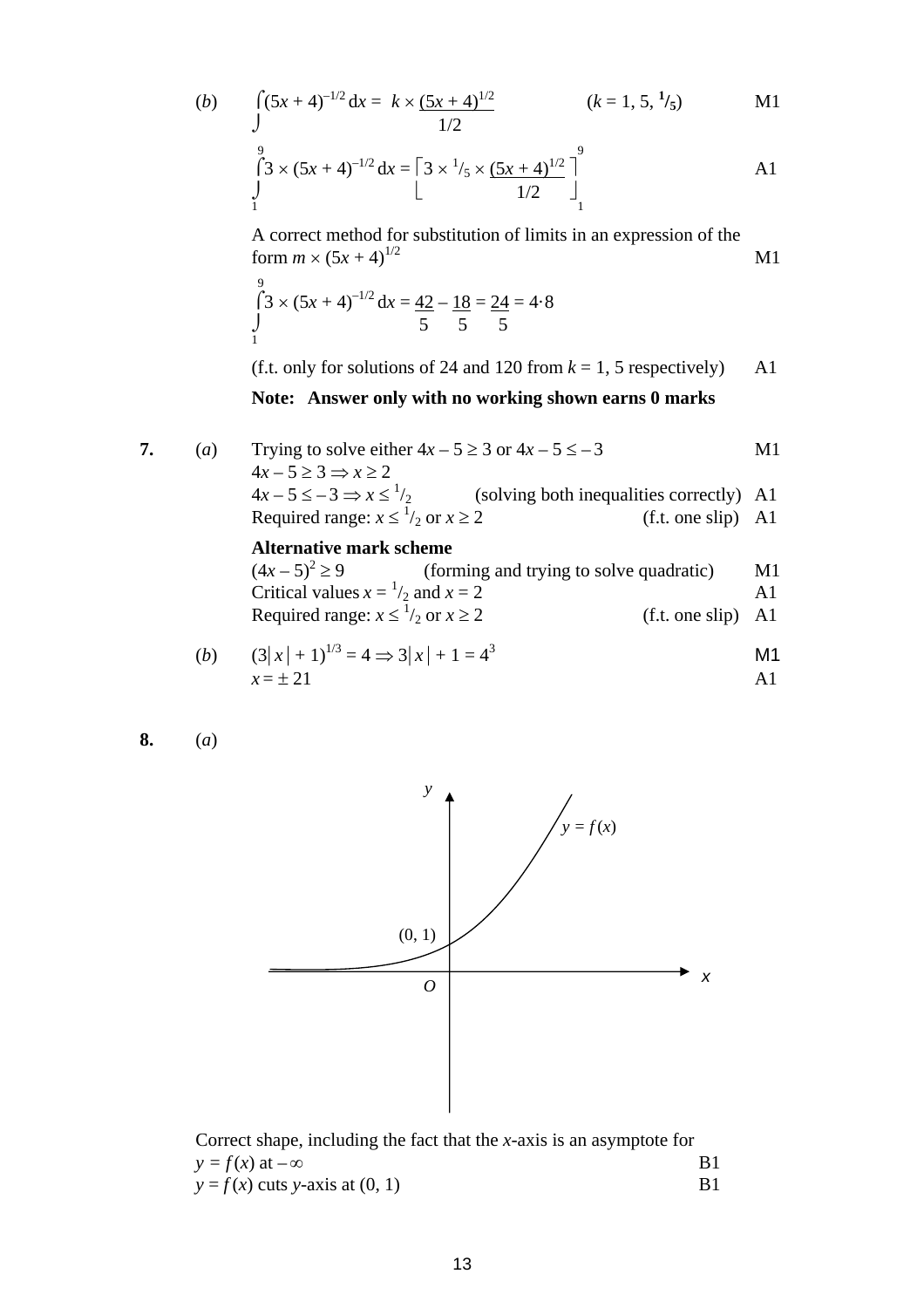(*b*) $\int (5x + 4)^{-1/2}\,dx = k \times \frac{(5x + 4)^{1/2}}{1/2}$ $\quad (k = 1, 5, \frac{1}{5})$ M1

$\int_1^9 3 \times (5x + 4)^{-1/2}\,dx = \left[ 3 \times \frac{1}{5} \times \frac{(5x + 4)^{1/2}}{1/2} \right]_1^9$ A1

A correct method for substitution of limits in an expression of the form $m \times (5x + 4)^{1/2}$ M1

$\int_1^9 3 \times (5x + 4)^{-1/2}\,dx = \frac{42}{5} - \frac{18}{5} = \frac{24}{5} = 4\cdot8$

(f.t. only for solutions of 24 and 120 from $k = 1, 5$ respectively) A1

**Note: Answer only with no working shown earns 0 marks**

**7.** (*a*) Trying to solve either $4x - 5 \geq 3$ or $4x - 5 \leq -3$ M1

$4x - 5 \geq 3 \Rightarrow x \geq 2$

$4x - 5 \leq -3 \Rightarrow x \leq \frac{1}{2}$ (solving both inequalities correctly) A1

Required range: $x \leq \frac{1}{2}$ or $x \geq 2$ (f.t. one slip) A1

**Alternative mark scheme**

$(4x - 5)^2 \geq 9$ (forming and trying to solve quadratic) M1

Critical values $x = \frac{1}{2}$ and $x = 2$ A1

Required range: $x \leq \frac{1}{2}$ or $x \geq 2$ (f.t. one slip) A1

(*b*) $(3|x| + 1)^{1/3} = 4 \Rightarrow 3|x| + 1 = 4^3$ M1

$x = \pm 21$ A1

**8.** (*a*)

Correct shape, including the fact that the $x$-axis is an asymptote for $y = f(x)$ at $-\infty$ B1

$y = f(x)$ cuts $y$-axis at $(0, 1)$ B1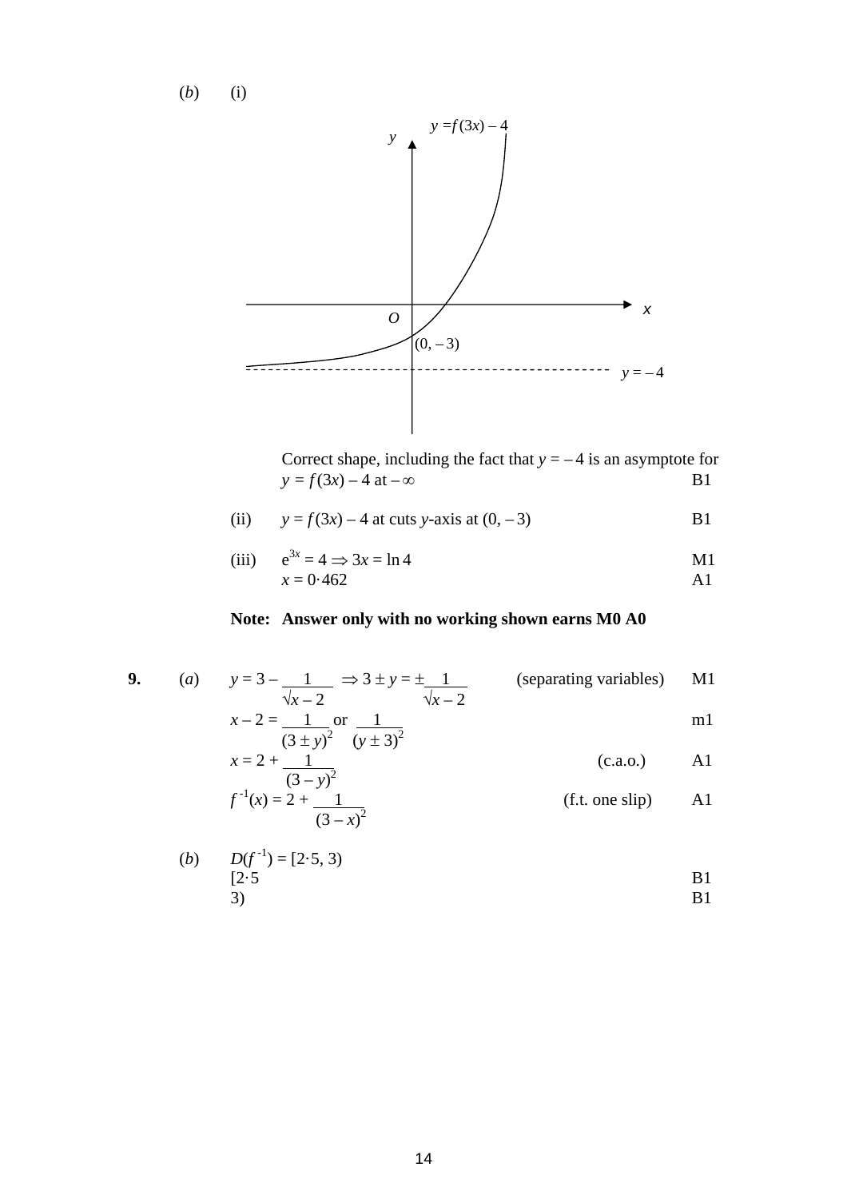(*b*) (i)

Correct shape, including the fact that $y = -4$ is an asymptote for $y = f(3x) - 4$ at $-\infty$ B1

(ii) $y = f(3x) - 4$ at cuts $y$-axis at $(0, -3)$ B1

(iii) $e^{3x} = 4 \Rightarrow 3x = \ln 4$ M1

$x = 0{\cdot}462$ A1

**Note: Answer only with no working shown earns M0 A0**

**9.** (*a*) $y = 3 - \dfrac{1}{\sqrt{x-2}} \Rightarrow 3 \pm y = \pm \dfrac{1}{\sqrt{x-2}}$ (separating variables) M1

$x - 2 = \dfrac{1}{(3 \pm y)^2}$ or $\dfrac{1}{(y \pm 3)^2}$ m1

$x = 2 + \dfrac{1}{(3 - y)^2}$ (c.a.o.) A1

$f^{-1}(x) = 2 + \dfrac{1}{(3 - x)^2}$ (f.t. one slip) A1

(*b*) $D(f^{-1}) = [2{\cdot}5, 3)$

[2·5 B1

3) B1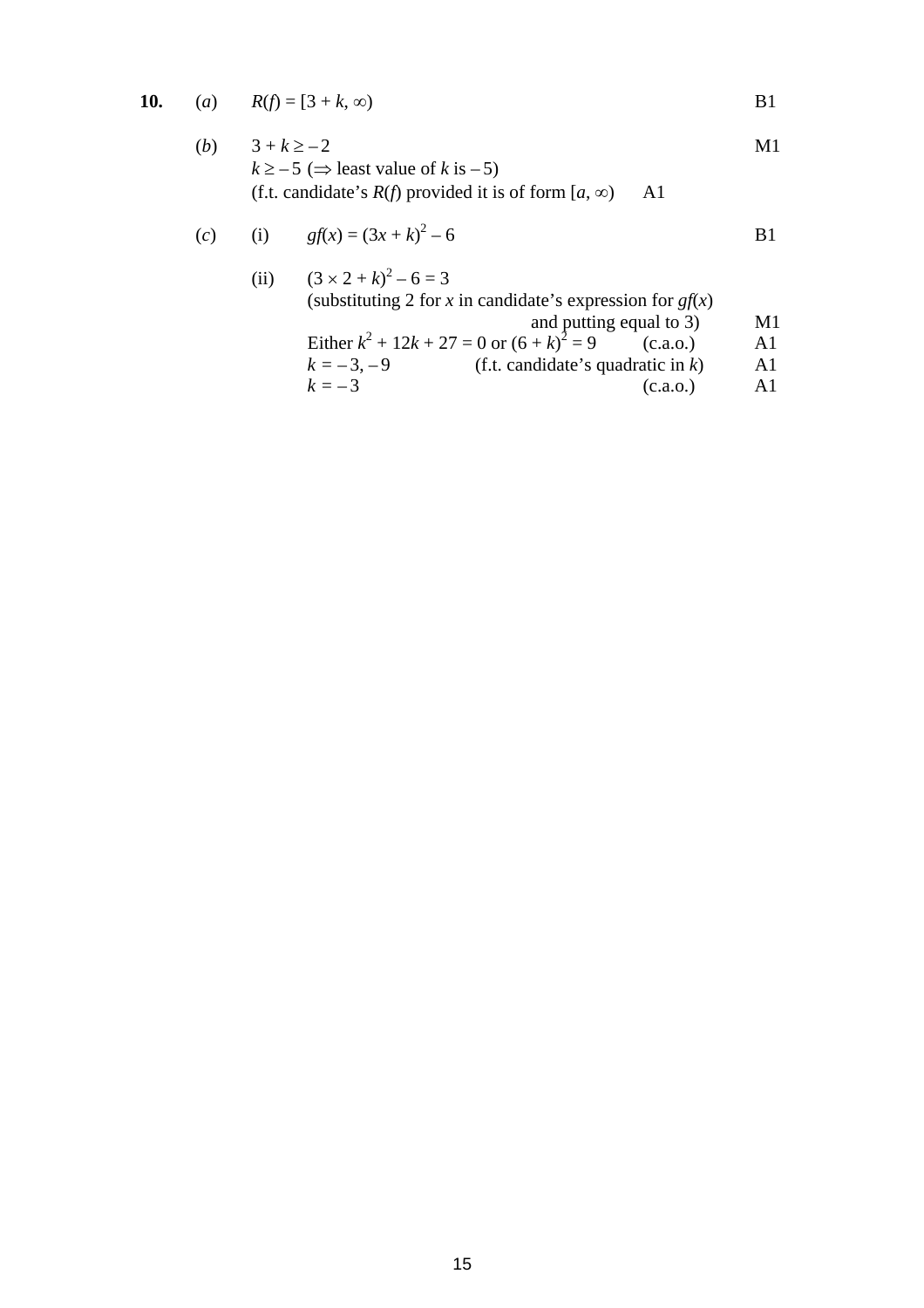**10.** (*a*) $R(f) = [3 + k, \infty)$ B1

(*b*) $3 + k \geq -2$ M1

$k \geq -5$ ($\Rightarrow$ least value of $k$ is $-5$)

(f.t. candidate's $R(f)$ provided it is of form $[a, \infty)$ A1

(*c*) (i) $gf(x) = (3x + k)^2 - 6$ B1

(ii) $(3 \times 2 + k)^2 - 6 = 3$

(substituting 2 for $x$ in candidate's expression for $gf(x)$ and putting equal to 3) M1

Either $k^2 + 12k + 27 = 0$ or $(6 + k)^2 = 9$ (c.a.o.) A1

$k = -3, -9$ (f.t. candidate's quadratic in $k$) A1

$k = -3$ (c.a.o.) A1